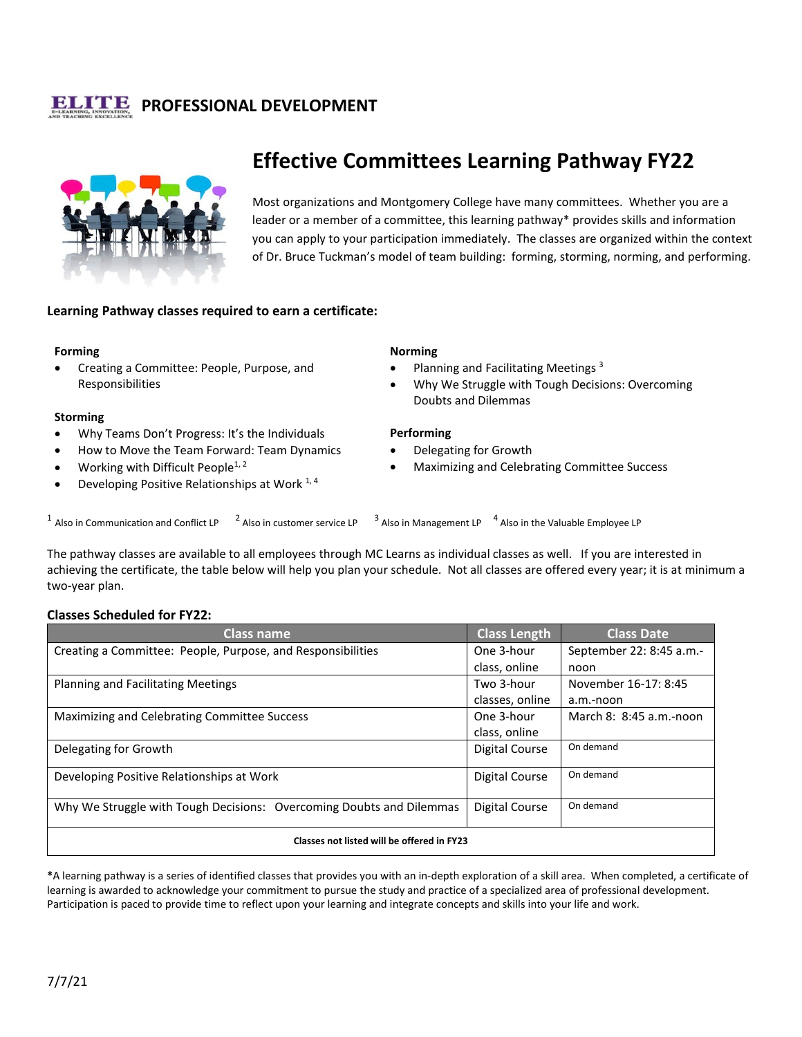**ELITE** E-LEARNING, INNOVATION, AND TEACHING EXCELLENCE **PROFESSIONAL DEVELOPMENT**

# Effective Committees Learning Pathway FY22

Most organizations and Montgomery College have many committees. Whether you are a leader or a member of a committee, this learning pathway* provides skills and information you can apply to your participation immediately. The classes are organized within the context of Dr. Bruce Tuckman's model of team building: forming, storming, norming, and performing.

**Learning Pathway classes required to earn a certificate:**

**Forming**

- Creating a Committee: People, Purpose, and Responsibilities

**Storming**

- Why Teams Don't Progress: It's the Individuals
- How to Move the Team Forward: Team Dynamics
- Working with Difficult People[1, 2]
- Developing Positive Relationships at Work [1, 4]

**Norming**

- Planning and Facilitating Meetings [3]
- Why We Struggle with Tough Decisions: Overcoming Doubts and Dilemmas

**Performing**

- Delegating for Growth
- Maximizing and Celebrating Committee Success

[1] Also in Communication and Conflict LP [2] Also in customer service LP [3] Also in Management LP [4] Also in the Valuable Employee LP

The pathway classes are available to all employees through MC Learns as individual classes as well. If you are interested in achieving the certificate, the table below will help you plan your schedule. Not all classes are offered every year; it is at minimum a two-year plan.

**Classes Scheduled for FY22:**

| Class name | Class Length | Class Date |
|---|---|---|
| Creating a Committee: People, Purpose, and Responsibilities | One 3-hour class, online | September 22: 8:45 a.m.-noon |
| Planning and Facilitating Meetings | Two 3-hour classes, online | November 16-17: 8:45 a.m.-noon |
| Maximizing and Celebrating Committee Success | One 3-hour class, online | March 8: 8:45 a.m.-noon |
| Delegating for Growth | Digital Course | On demand |
| Developing Positive Relationships at Work | Digital Course | On demand |
| Why We Struggle with Tough Decisions: Overcoming Doubts and Dilemmas | Digital Course | On demand |
| **Classes not listed will be offered in FY23** | | |

*A learning pathway is a series of identified classes that provides you with an in-depth exploration of a skill area. When completed, a certificate of learning is awarded to acknowledge your commitment to pursue the study and practice of a specialized area of professional development. Participation is paced to provide time to reflect upon your learning and integrate concepts and skills into your life and work.

7/7/21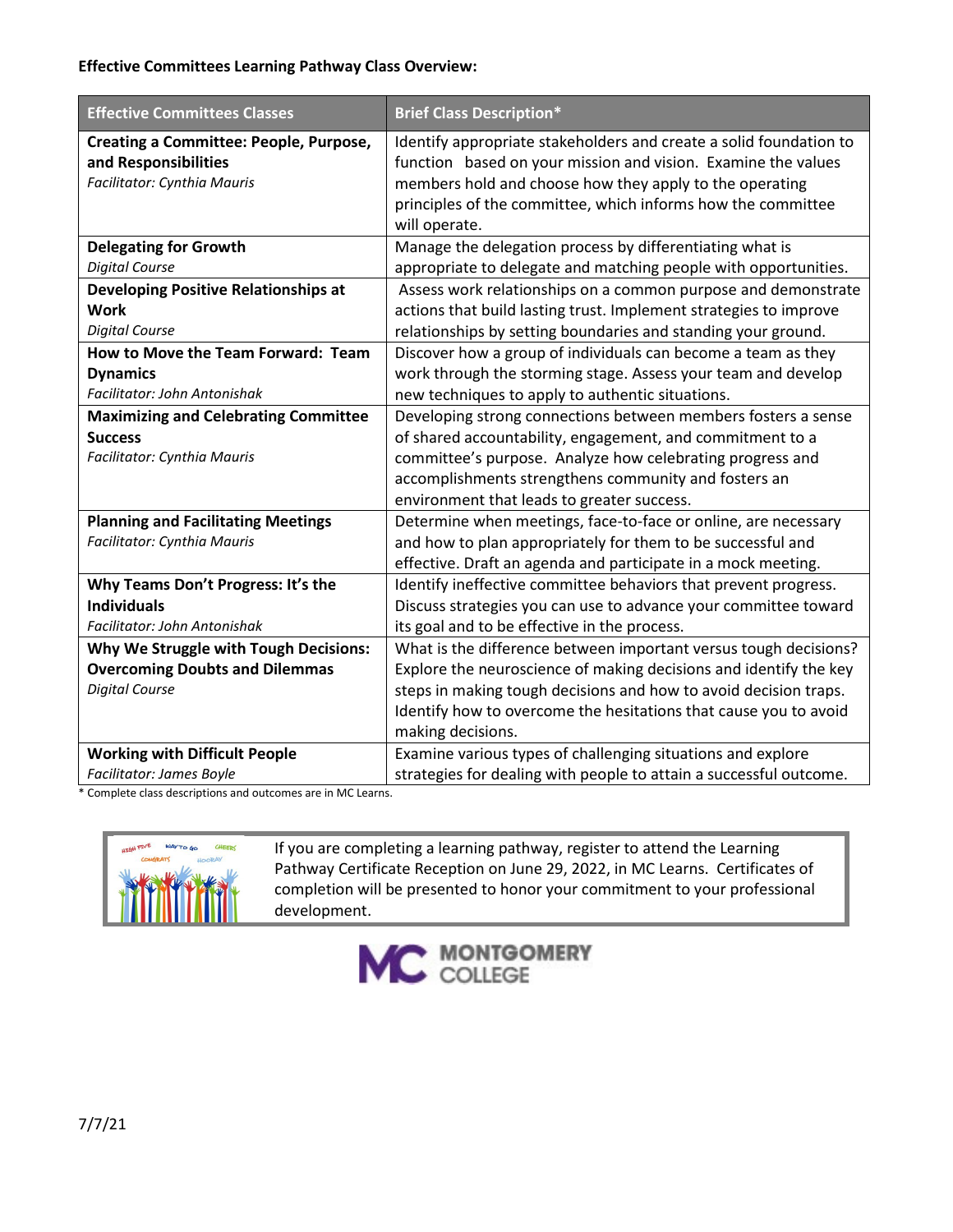**Effective Committees Learning Pathway Class Overview:**

| Effective Committees Classes | Brief Class Description* |
|---|---|
| **Creating a Committee: People, Purpose, and Responsibilities**<br>*Facilitator: Cynthia Mauris* | Identify appropriate stakeholders and create a solid foundation to function based on your mission and vision. Examine the values members hold and choose how they apply to the operating principles of the committee, which informs how the committee will operate. |
| **Delegating for Growth**<br>*Digital Course* | Manage the delegation process by differentiating what is appropriate to delegate and matching people with opportunities. |
| **Developing Positive Relationships at Work**<br>*Digital Course* | Assess work relationships on a common purpose and demonstrate actions that build lasting trust. Implement strategies to improve relationships by setting boundaries and standing your ground. |
| **How to Move the Team Forward: Team Dynamics**<br>*Facilitator: John Antonishak* | Discover how a group of individuals can become a team as they work through the storming stage. Assess your team and develop new techniques to apply to authentic situations. |
| **Maximizing and Celebrating Committee Success**<br>*Facilitator: Cynthia Mauris* | Developing strong connections between members fosters a sense of shared accountability, engagement, and commitment to a committee's purpose. Analyze how celebrating progress and accomplishments strengthens community and fosters an environment that leads to greater success. |
| **Planning and Facilitating Meetings**<br>*Facilitator: Cynthia Mauris* | Determine when meetings, face-to-face or online, are necessary and how to plan appropriately for them to be successful and effective. Draft an agenda and participate in a mock meeting. |
| **Why Teams Don't Progress: It's the Individuals**<br>*Facilitator: John Antonishak* | Identify ineffective committee behaviors that prevent progress. Discuss strategies you can use to advance your committee toward its goal and to be effective in the process. |
| **Why We Struggle with Tough Decisions: Overcoming Doubts and Dilemmas**<br>*Digital Course* | What is the difference between important versus tough decisions? Explore the neuroscience of making decisions and identify the key steps in making tough decisions and how to avoid decision traps. Identify how to overcome the hesitations that cause you to avoid making decisions. |
| **Working with Difficult People**<br>*Facilitator: James Boyle* | Examine various types of challenging situations and explore strategies for dealing with people to attain a successful outcome. |

* Complete class descriptions and outcomes are in MC Learns.

If you are completing a learning pathway, register to attend the Learning Pathway Certificate Reception on June 29, 2022, in MC Learns. Certificates of completion will be presented to honor your commitment to your professional development.

MC MONTGOMERY COLLEGE

7/7/21